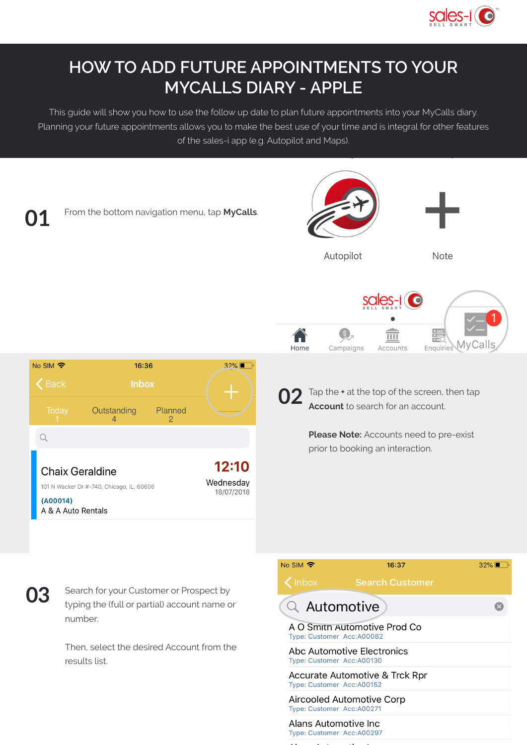# HOW TO ADD FUTURE APPOINTMENTS TO YOUR MYCALLS DIARY - APPLE

This guide will show you how to use the follow up date to plan future appointments into your MyCalls diary. Planning your future appointments allows you to make the best use of your time and is integral for other features of the sales-i app (e.g. Autopilot and Maps).

## 01

From the bottom navigation menu, tap **MyCalls**.

## 02

Tap the + at the top of the screen, then tap **Account** to search for an account.

**Please Note:** Accounts need to pre-exist prior to booking an interaction.

## 03

Search for your Customer or Prospect by typing the (full or partial) account name or number.

Then, select the desired Account from the results list.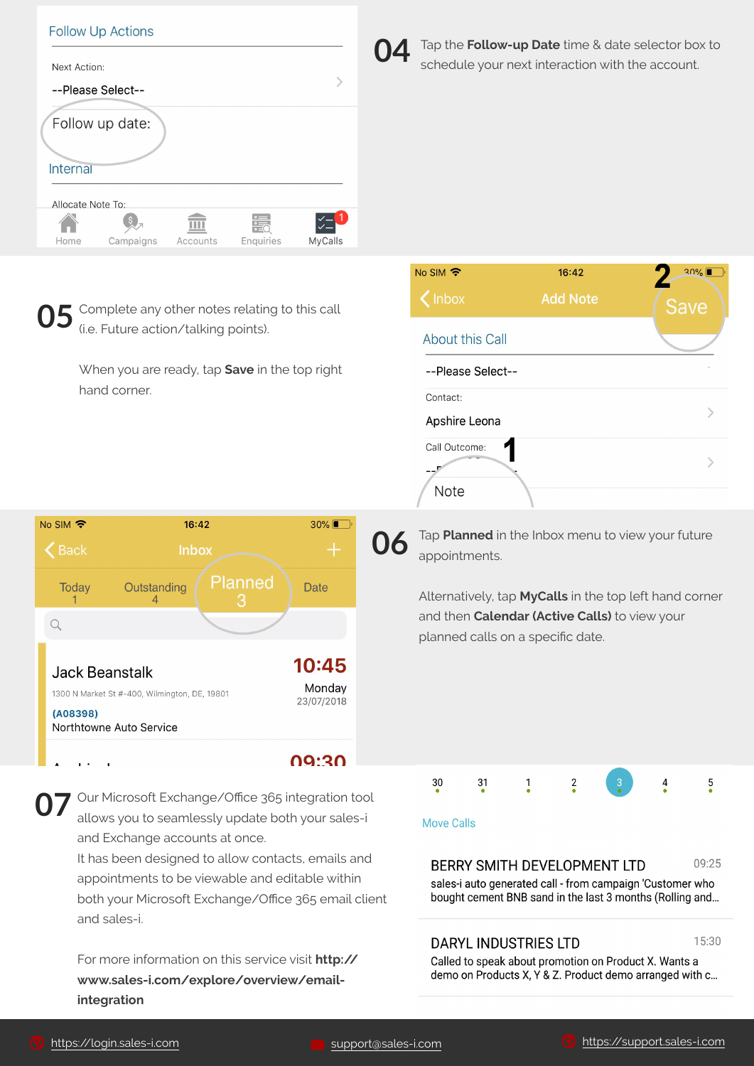Follow Up Actions

Next Action:

--Please Select--

Follow up date:

Internal

Allocate Note To:

Home Campaigns Accounts Enquiries MyCalls

**04** Tap the **Follow-up Date** time & date selector box to schedule your next interaction with the account.

**05** Complete any other notes relating to this call (i.e. Future action/talking points).

When you are ready, tap **Save** in the top right hand corner.

No SIM 16:42 30%

Inbox Add Note Save

About this Call

--Please Select--

Contact:

Apshire Leona

Call Outcome:

Note

No SIM 16:42 30%

Back Inbox +

Today 1 | Outstanding 4 | Planned 3 | Date

Jack Beanstalk 10:45

1300 N Market St #-400, Wilmington, DE, 19801 Monday 23/07/2018

(A08398)

Northtowne Auto Service

**06** Tap **Planned** in the Inbox menu to view your future appointments.

Alternatively, tap **MyCalls** in the top left hand corner and then **Calendar (Active Calls)** to view your planned calls on a specific date.

**07** Our Microsoft Exchange/Office 365 integration tool allows you to seamlessly update both your sales-i and Exchange accounts at once.

It has been designed to allow contacts, emails and appointments to be viewable and editable within both your Microsoft Exchange/Office 365 email client and sales-i.

For more information on this service visit **http://www.sales-i.com/explore/overview/email-integration**

30 31 1 2 3 4 5

Move Calls

BERRY SMITH DEVELOPMENT LTD 09:25

sales-i auto generated call - from campaign 'Customer who bought cement BNB sand in the last 3 months (Rolling and...

DARYL INDUSTRIES LTD 15:30

Called to speak about promotion on Product X. Wants a demo on Products X, Y & Z. Product demo arranged with c...

https://login.sales-i.com support@sales-i.com https://support.sales-i.com